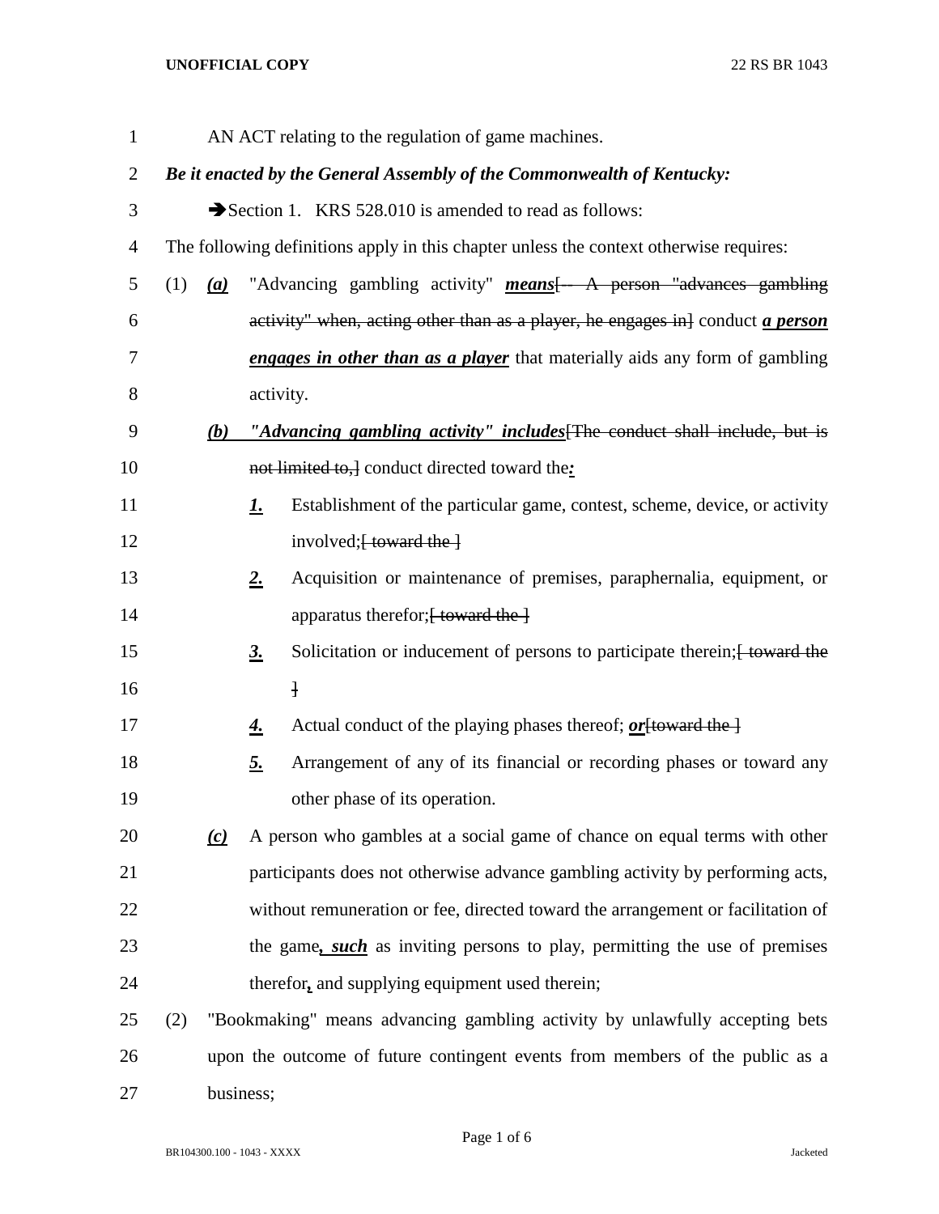AN ACT relating to the regulation of game machines.

***Be it enacted by the General Assembly of the Commonwealth of Kentucky:***

➔Section 1. KRS 528.010 is amended to read as follows:

The following definitions apply in this chapter unless the context otherwise requires:

(1) ***(a)*** "Advancing gambling activity" ***means***[-- A person "advances gambling activity" when, acting other than as a player, he engages in] conduct ***a person engages in other than as a player*** that materially aids any form of gambling activity.

***(b)*** ***"Advancing gambling activity" includes***[The conduct shall include, but is not limited to,] conduct directed toward the***:***

***1.*** Establishment of the particular game, contest, scheme, device, or activity involved;[ toward the ]

***2.*** Acquisition or maintenance of premises, paraphernalia, equipment, or apparatus therefor;[ toward the ]

***3.*** Solicitation or inducement of persons to participate therein;[ toward the ]

***4.*** Actual conduct of the playing phases thereof; ***or***[toward the ]

***5.*** Arrangement of any of its financial or recording phases or toward any other phase of its operation.

***(c)*** A person who gambles at a social game of chance on equal terms with other participants does not otherwise advance gambling activity by performing acts, without remuneration or fee, directed toward the arrangement or facilitation of the game***, such*** as inviting persons to play, permitting the use of premises therefor***,*** and supplying equipment used therein;

(2) "Bookmaking" means advancing gambling activity by unlawfully accepting bets upon the outcome of future contingent events from members of the public as a business;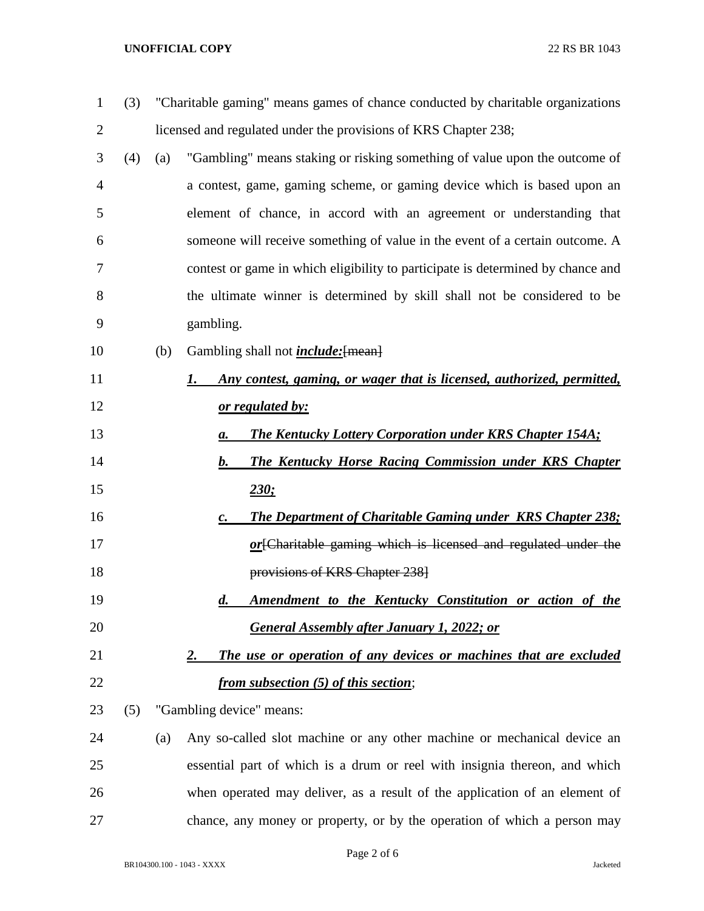(3) "Charitable gaming" means games of chance conducted by charitable organizations licensed and regulated under the provisions of KRS Chapter 238;

(4) (a) "Gambling" means staking or risking something of value upon the outcome of a contest, game, gaming scheme, or gaming device which is based upon an element of chance, in accord with an agreement or understanding that someone will receive something of value in the event of a certain outcome. A contest or game in which eligibility to participate is determined by chance and the ultimate winner is determined by skill shall not be considered to be gambling.

(b) Gambling shall not ***include:***~~[mean]~~

***1. Any contest, gaming, or wager that is licensed, authorized, permitted, or regulated by:***

***a. The Kentucky Lottery Corporation under KRS Chapter 154A;***

***b. The Kentucky Horse Racing Commission under KRS Chapter 230;***

***c. The Department of Charitable Gaming under KRS Chapter 238; or***~~[Charitable gaming which is licensed and regulated under the provisions of KRS Chapter 238]~~

***d. Amendment to the Kentucky Constitution or action of the General Assembly after January 1, 2022; or***

***2. The use or operation of any devices or machines that are excluded from subsection (5) of this section***;

(5) "Gambling device" means:

(a) Any so-called slot machine or any other machine or mechanical device an essential part of which is a drum or reel with insignia thereon, and which when operated may deliver, as a result of the application of an element of chance, any money or property, or by the operation of which a person may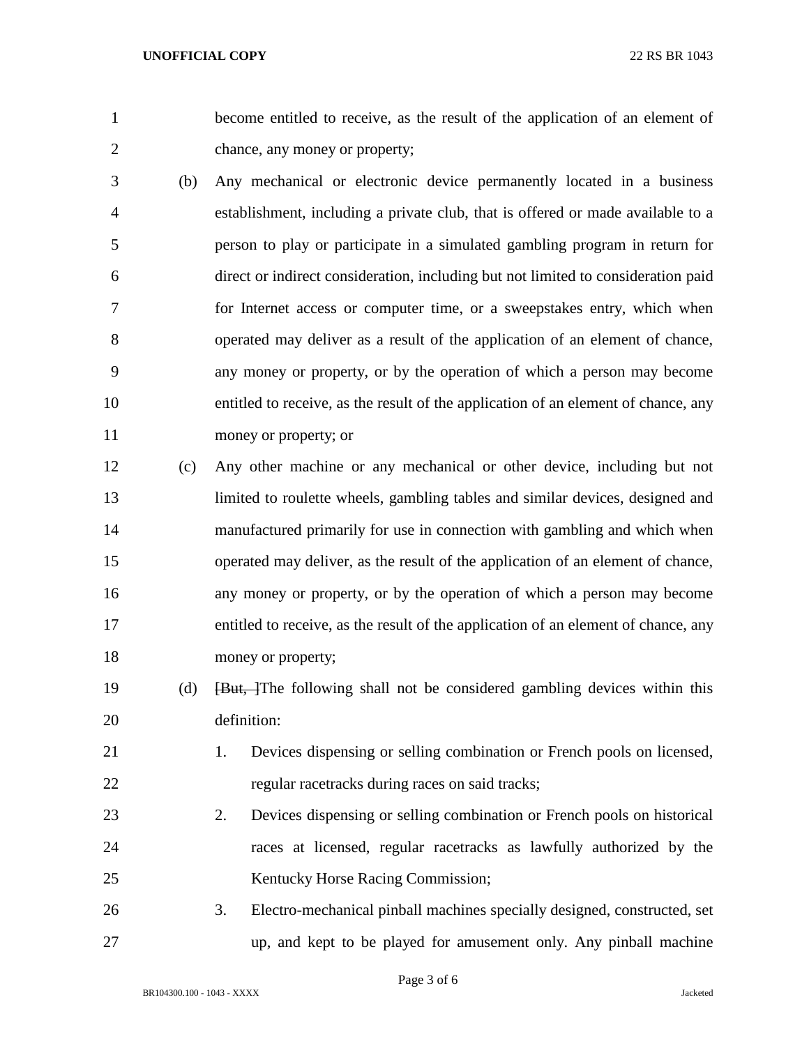become entitled to receive, as the result of the application of an element of chance, any money or property;

(b) Any mechanical or electronic device permanently located in a business establishment, including a private club, that is offered or made available to a person to play or participate in a simulated gambling program in return for direct or indirect consideration, including but not limited to consideration paid for Internet access or computer time, or a sweepstakes entry, which when operated may deliver as a result of the application of an element of chance, any money or property, or by the operation of which a person may become entitled to receive, as the result of the application of an element of chance, any money or property; or

(c) Any other machine or any mechanical or other device, including but not limited to roulette wheels, gambling tables and similar devices, designed and manufactured primarily for use in connection with gambling and which when operated may deliver, as the result of the application of an element of chance, any money or property, or by the operation of which a person may become entitled to receive, as the result of the application of an element of chance, any money or property;

(d) ~~[But, ]~~The following shall not be considered gambling devices within this definition:

1. Devices dispensing or selling combination or French pools on licensed, regular racetracks during races on said tracks;
2. Devices dispensing or selling combination or French pools on historical races at licensed, regular racetracks as lawfully authorized by the Kentucky Horse Racing Commission;
3. Electro-mechanical pinball machines specially designed, constructed, set up, and kept to be played for amusement only. Any pinball machine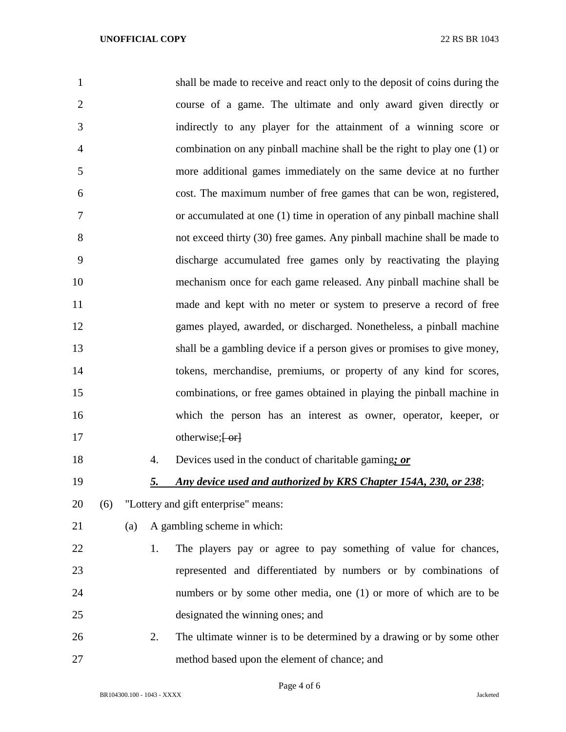shall be made to receive and react only to the deposit of coins during the course of a game. The ultimate and only award given directly or indirectly to any player for the attainment of a winning score or combination on any pinball machine shall be the right to play one (1) or more additional games immediately on the same device at no further cost. The maximum number of free games that can be won, registered, or accumulated at one (1) time in operation of any pinball machine shall not exceed thirty (30) free games. Any pinball machine shall be made to discharge accumulated free games only by reactivating the playing mechanism once for each game released. Any pinball machine shall be made and kept with no meter or system to preserve a record of free games played, awarded, or discharged. Nonetheless, a pinball machine shall be a gambling device if a person gives or promises to give money, tokens, merchandise, premiums, or property of any kind for scores, combinations, or free games obtained in playing the pinball machine in which the person has an interest as owner, operator, keeper, or otherwise;~~[ or]~~

4. Devices used in the conduct of charitable gaming***; or***

***5. Any device used and authorized by KRS Chapter 154A, 230, or 238***;

(6) "Lottery and gift enterprise" means:

(a) A gambling scheme in which:

1. The players pay or agree to pay something of value for chances, represented and differentiated by numbers or by combinations of numbers or by some other media, one (1) or more of which are to be designated the winning ones; and

2. The ultimate winner is to be determined by a drawing or by some other method based upon the element of chance; and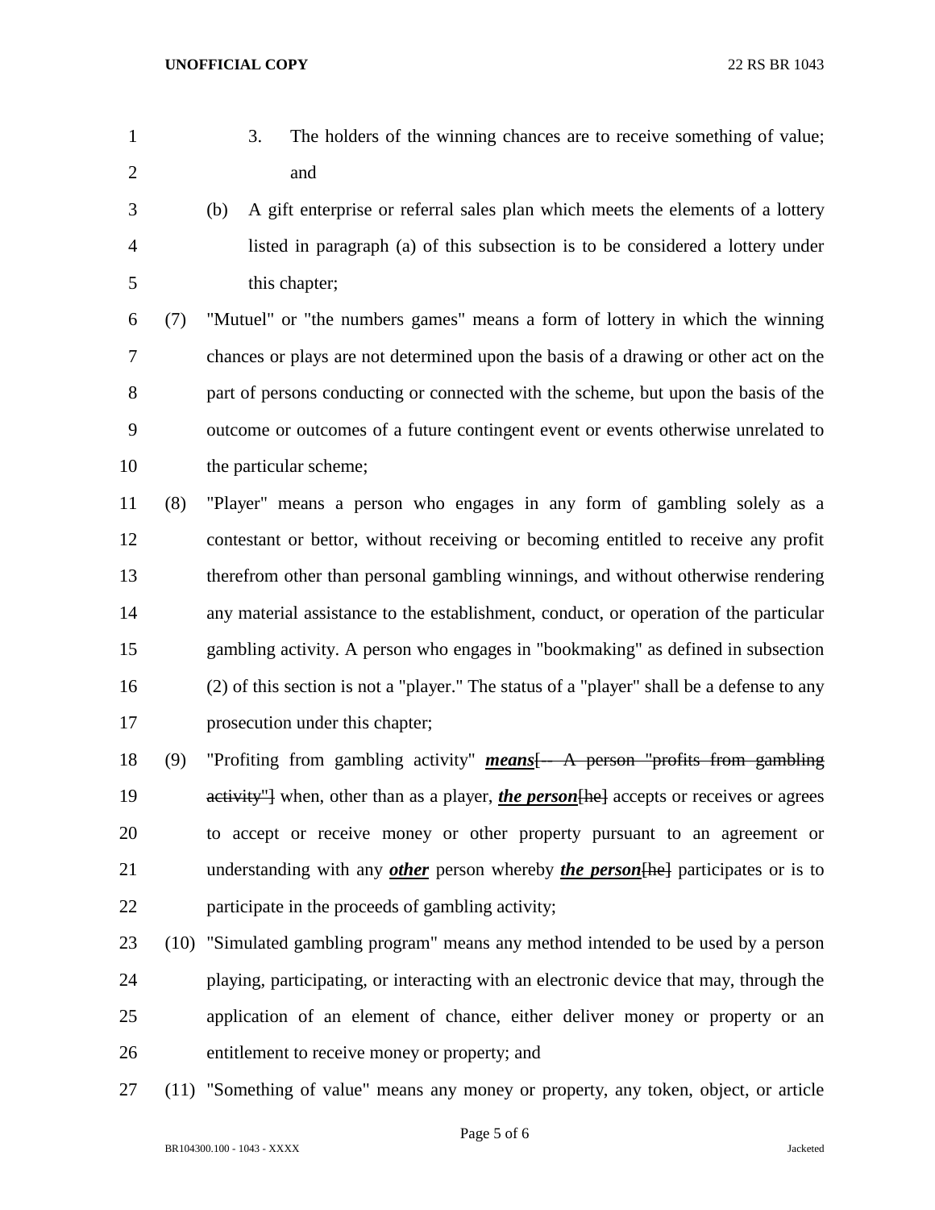3. The holders of the winning chances are to receive something of value; and

(b) A gift enterprise or referral sales plan which meets the elements of a lottery listed in paragraph (a) of this subsection is to be considered a lottery under this chapter;

(7) "Mutuel" or "the numbers games" means a form of lottery in which the winning chances or plays are not determined upon the basis of a drawing or other act on the part of persons conducting or connected with the scheme, but upon the basis of the outcome or outcomes of a future contingent event or events otherwise unrelated to the particular scheme;

(8) "Player" means a person who engages in any form of gambling solely as a contestant or bettor, without receiving or becoming entitled to receive any profit therefrom other than personal gambling winnings, and without otherwise rendering any material assistance to the establishment, conduct, or operation of the particular gambling activity. A person who engages in "bookmaking" as defined in subsection (2) of this section is not a "player." The status of a "player" shall be a defense to any prosecution under this chapter;

(9) "Profiting from gambling activity" ***means***[~~-- A person "profits from gambling activity"~~] when, other than as a player, ***the person***[~~he~~] accepts or receives or agrees to accept or receive money or other property pursuant to an agreement or understanding with any ***other*** person whereby ***the person***[~~he~~] participates or is to participate in the proceeds of gambling activity;

(10) "Simulated gambling program" means any method intended to be used by a person playing, participating, or interacting with an electronic device that may, through the application of an element of chance, either deliver money or property or an entitlement to receive money or property; and

(11) "Something of value" means any money or property, any token, object, or article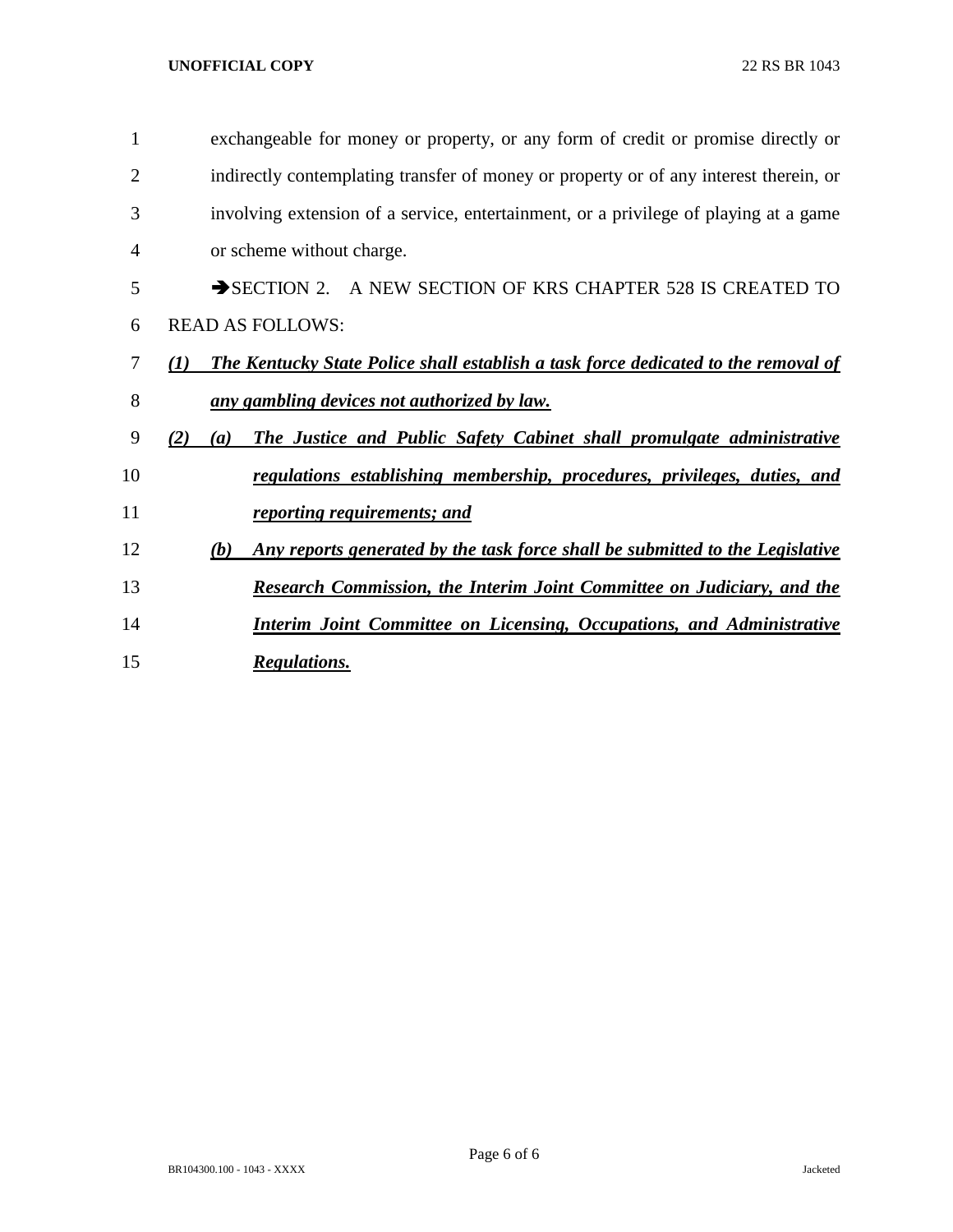exchangeable for money or property, or any form of credit or promise directly or indirectly contemplating transfer of money or property or of any interest therein, or involving extension of a service, entertainment, or a privilege of playing at a game or scheme without charge.

➔SECTION 2. A NEW SECTION OF KRS CHAPTER 528 IS CREATED TO READ AS FOLLOWS:

***(1) The Kentucky State Police shall establish a task force dedicated to the removal of any gambling devices not authorized by law.***

***(2) (a) The Justice and Public Safety Cabinet shall promulgate administrative regulations establishing membership, procedures, privileges, duties, and reporting requirements; and***

***(b) Any reports generated by the task force shall be submitted to the Legislative Research Commission, the Interim Joint Committee on Judiciary, and the Interim Joint Committee on Licensing, Occupations, and Administrative Regulations.***